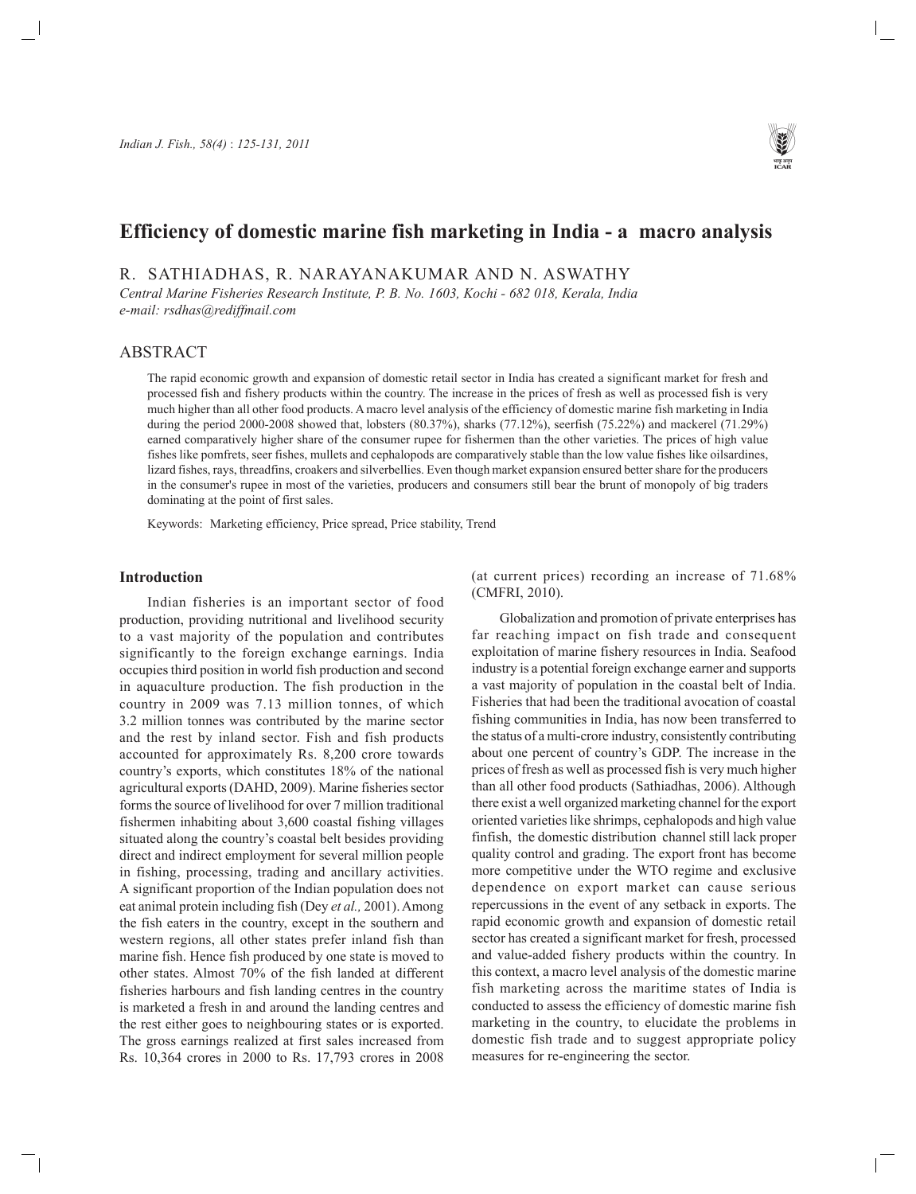# Efficiency of domestic marine fish marketing in India - a macro analysis

R. SATHIADHAS, R. NARAYANAKUMAR AND N. ASWATHY

*Central Marine Fisheries Research Institute, P. B. No. 1603, Kochi - 682 018, Kerala, India*
*e-mail: rsdhas@rediffmail.com*

## ABSTRACT

The rapid economic growth and expansion of domestic retail sector in India has created a significant market for fresh and processed fish and fishery products within the country. The increase in the prices of fresh as well as processed fish is very much higher than all other food products. A macro level analysis of the efficiency of domestic marine fish marketing in India during the period 2000-2008 showed that, lobsters (80.37%), sharks (77.12%), seerfish (75.22%) and mackerel (71.29%) earned comparatively higher share of the consumer rupee for fishermen than the other varieties. The prices of high value fishes like pomfrets, seer fishes, mullets and cephalopods are comparatively stable than the low value fishes like oilsardines, lizard fishes, rays, threadfins, croakers and silverbellies. Even though market expansion ensured better share for the producers in the consumer's rupee in most of the varieties, producers and consumers still bear the brunt of monopoly of big traders dominating at the point of first sales.

Keywords: Marketing efficiency, Price spread, Price stability, Trend

## Introduction

Indian fisheries is an important sector of food production, providing nutritional and livelihood security to a vast majority of the population and contributes significantly to the foreign exchange earnings. India occupies third position in world fish production and second in aquaculture production. The fish production in the country in 2009 was 7.13 million tonnes, of which 3.2 million tonnes was contributed by the marine sector and the rest by inland sector. Fish and fish products accounted for approximately Rs. 8,200 crore towards country's exports, which constitutes 18% of the national agricultural exports (DAHD, 2009). Marine fisheries sector forms the source of livelihood for over 7 million traditional fishermen inhabiting about 3,600 coastal fishing villages situated along the country's coastal belt besides providing direct and indirect employment for several million people in fishing, processing, trading and ancillary activities. A significant proportion of the Indian population does not eat animal protein including fish (Dey *et al.,* 2001). Among the fish eaters in the country, except in the southern and western regions, all other states prefer inland fish than marine fish. Hence fish produced by one state is moved to other states. Almost 70% of the fish landed at different fisheries harbours and fish landing centres in the country is marketed a fresh in and around the landing centres and the rest either goes to neighbouring states or is exported. The gross earnings realized at first sales increased from Rs. 10,364 crores in 2000 to Rs. 17,793 crores in 2008 (at current prices) recording an increase of 71.68% (CMFRI, 2010).

Globalization and promotion of private enterprises has far reaching impact on fish trade and consequent exploitation of marine fishery resources in India. Seafood industry is a potential foreign exchange earner and supports a vast majority of population in the coastal belt of India. Fisheries that had been the traditional avocation of coastal fishing communities in India, has now been transferred to the status of a multi-crore industry, consistently contributing about one percent of country's GDP. The increase in the prices of fresh as well as processed fish is very much higher than all other food products (Sathiadhas, 2006). Although there exist a well organized marketing channel for the export oriented varieties like shrimps, cephalopods and high value finfish, the domestic distribution channel still lack proper quality control and grading. The export front has become more competitive under the WTO regime and exclusive dependence on export market can cause serious repercussions in the event of any setback in exports. The rapid economic growth and expansion of domestic retail sector has created a significant market for fresh, processed and value-added fishery products within the country. In this context, a macro level analysis of the domestic marine fish marketing across the maritime states of India is conducted to assess the efficiency of domestic marine fish marketing in the country, to elucidate the problems in domestic fish trade and to suggest appropriate policy measures for re-engineering the sector.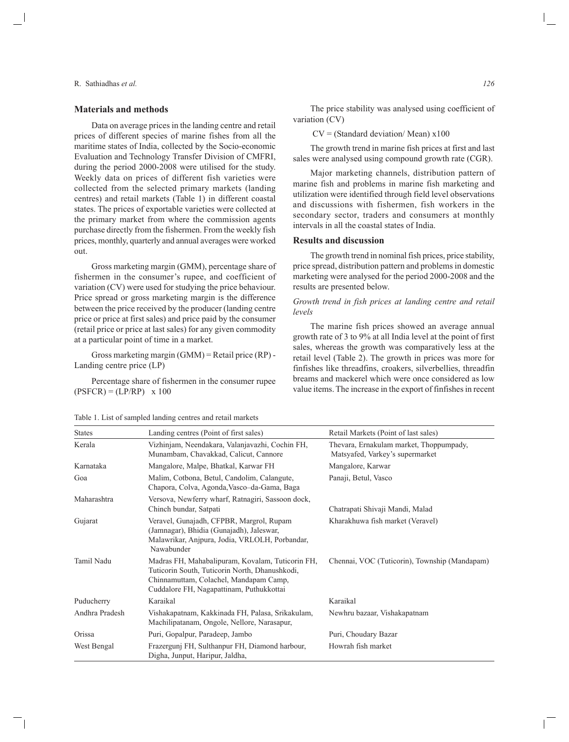## Materials and methods

Data on average prices in the landing centre and retail prices of different species of marine fishes from all the maritime states of India, collected by the Socio-economic Evaluation and Technology Transfer Division of CMFRI, during the period 2000-2008 were utilised for the study. Weekly data on prices of different fish varieties were collected from the selected primary markets (landing centres) and retail markets (Table 1) in different coastal states. The prices of exportable varieties were collected at the primary market from where the commission agents purchase directly from the fishermen. From the weekly fish prices, monthly, quarterly and annual averages were worked out.

Gross marketing margin (GMM), percentage share of fishermen in the consumer's rupee, and coefficient of variation (CV) were used for studying the price behaviour. Price spread or gross marketing margin is the difference between the price received by the producer (landing centre price or price at first sales) and price paid by the consumer (retail price or price at last sales) for any given commodity at a particular point of time in a market.

Gross marketing margin (GMM) = Retail price (RP) - Landing centre price (LP)

Percentage share of fishermen in the consumer rupee (PSFCR) = (LP/RP) x 100

The price stability was analysed using coefficient of variation (CV)

CV = (Standard deviation/ Mean) x100

The growth trend in marine fish prices at first and last sales were analysed using compound growth rate (CGR).

Major marketing channels, distribution pattern of marine fish and problems in marine fish marketing and utilization were identified through field level observations and discussions with fishermen, fish workers in the secondary sector, traders and consumers at monthly intervals in all the coastal states of India.

## Results and discussion

The growth trend in nominal fish prices, price stability, price spread, distribution pattern and problems in domestic marketing were analysed for the period 2000-2008 and the results are presented below.

### *Growth trend in fish prices at landing centre and retail levels*

The marine fish prices showed an average annual growth rate of 3 to 9% at all India level at the point of first sales, whereas the growth was comparatively less at the retail level (Table 2). The growth in prices was more for finfishes like threadfins, croakers, silverbellies, threadfin breams and mackerel which were once considered as low value items. The increase in the export of finfishes in recent

Table 1. List of sampled landing centres and retail markets

| States | Landing centres (Point of first sales) | Retail Markets (Point of last sales) |
|---|---|---|
| Kerala | Vizhinjam, Neendakara, Valanjavazhi, Cochin FH, Munambam, Chavakkad, Calicut, Cannore | Thevara, Ernakulam market, Thoppumpady, Matsyafed, Varkey's supermarket |
| Karnataka | Mangalore, Malpe, Bhatkal, Karwar FH | Mangalore, Karwar |
| Goa | Malim, Cotbona, Betul, Candolim, Calangute, Chapora, Colva, Agonda, Vasco–da-Gama, Baga | Panaji, Betul, Vasco |
| Maharashtra | Versova, Newferry wharf, Ratnagiri, Sassoon dock, Chinch bundar, Satpati | Chatrapati Shivaji Mandi, Malad |
| Gujarat | Veravel, Gunajadh, CFPBR, Margrol, Rupam (Jamnagar), Bhidia (Gunajadh), Jaleswar, Malawrikar, Anjpura, Jodia, VRLOLH, Porbandar, Nawabunder | Kharakhuwa fish market (Veravel) |
| Tamil Nadu | Madras FH, Mahabalipuram, Kovalam, Tuticorin FH, Tuticorin South, Tuticorin North, Dhanushkodi, Chinnamuttam, Colachel, Mandapam Camp, Cuddalore FH, Nagapattinam, Puthukkottai | Chennai, VOC (Tuticorin), Township (Mandapam) |
| Puducherry | Karaikal | Karaikal |
| Andhra Pradesh | Vishakapatnam, Kakkinada FH, Palasa, Srikakulam, Machilipatanam, Ongole, Nellore, Narasapur, | Newhru bazaar, Vishakapatnam |
| Orissa | Puri, Gopalpur, Paradeep, Jambo | Puri, Choudary Bazar |
| West Bengal | Frazergunj FH, Sulthanpur FH, Diamond harbour, Digha, Junput, Haripur, Jaldha, | Howrah fish market |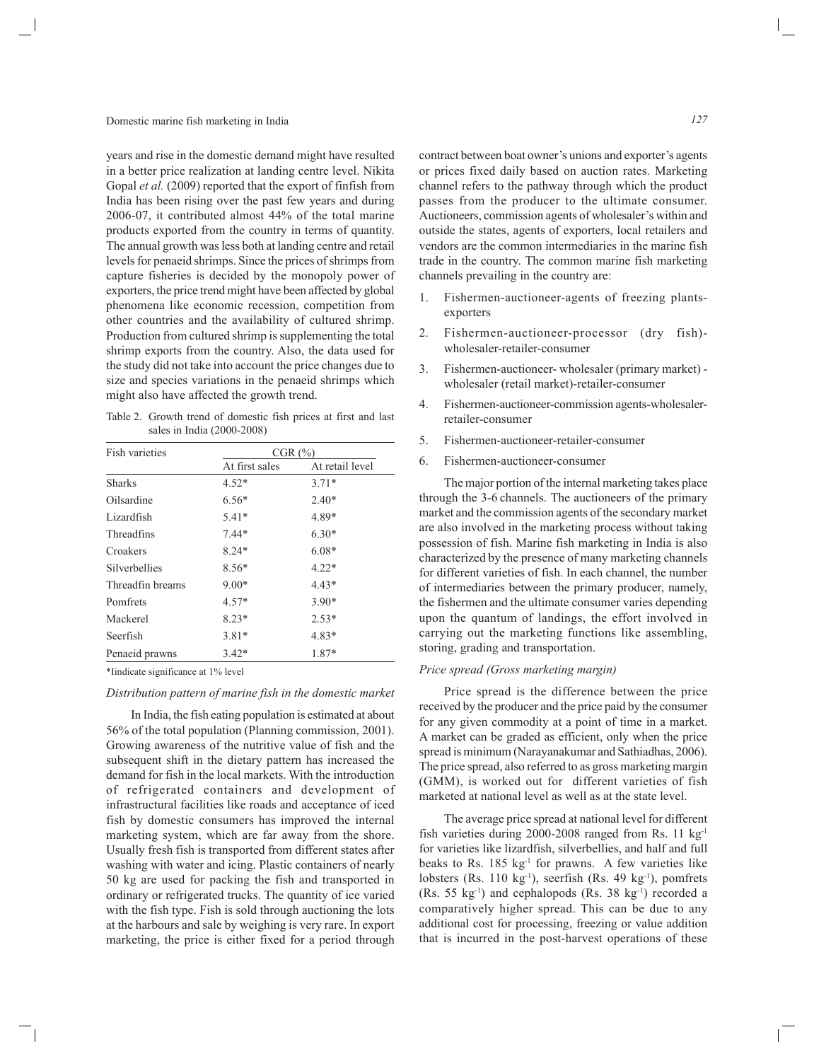years and rise in the domestic demand might have resulted in a better price realization at landing centre level. Nikita Gopal *et al.* (2009) reported that the export of finfish from India has been rising over the past few years and during 2006-07, it contributed almost 44% of the total marine products exported from the country in terms of quantity. The annual growth was less both at landing centre and retail levels for penaeid shrimps. Since the prices of shrimps from capture fisheries is decided by the monopoly power of exporters, the price trend might have been affected by global phenomena like economic recession, competition from other countries and the availability of cultured shrimp. Production from cultured shrimp is supplementing the total shrimp exports from the country. Also, the data used for the study did not take into account the price changes due to size and species variations in the penaeid shrimps which might also have affected the growth trend.

Table 2. Growth trend of domestic fish prices at first and last sales in India (2000-2008)

| Fish varieties | CGR (%) | |
|---|---|---|
| | At first sales | At retail level |
| Sharks | 4.52* | 3.71* |
| Oilsardine | 6.56* | 2.40* |
| Lizardfish | 5.41* | 4.89* |
| Threadfins | 7.44* | 6.30* |
| Croakers | 8.24* | 6.08* |
| Silverbellies | 8.56* | 4.22* |
| Threadfin breams | 9.00* | 4.43* |
| Pomfrets | 4.57* | 3.90* |
| Mackerel | 8.23* | 2.53* |
| Seerfish | 3.81* | 4.83* |
| Penaeid prawns | 3.42* | 1.87* |

*Iindicate significance at 1% level

### *Distribution pattern of marine fish in the domestic market*

In India, the fish eating population is estimated at about 56% of the total population (Planning commission, 2001). Growing awareness of the nutritive value of fish and the subsequent shift in the dietary pattern has increased the demand for fish in the local markets. With the introduction of refrigerated containers and development of infrastructural facilities like roads and acceptance of iced fish by domestic consumers has improved the internal marketing system, which are far away from the shore. Usually fresh fish is transported from different states after washing with water and icing. Plastic containers of nearly 50 kg are used for packing the fish and transported in ordinary or refrigerated trucks. The quantity of ice varied with the fish type. Fish is sold through auctioning the lots at the harbours and sale by weighing is very rare. In export marketing, the price is either fixed for a period through contract between boat owner's unions and exporter's agents or prices fixed daily based on auction rates. Marketing channel refers to the pathway through which the product passes from the producer to the ultimate consumer. Auctioneers, commission agents of wholesaler's within and outside the states, agents of exporters, local retailers and vendors are the common intermediaries in the marine fish trade in the country. The common marine fish marketing channels prevailing in the country are:

1. Fishermen-auctioneer-agents of freezing plants-exporters
2. Fishermen-auctioneer-processor (dry fish)-wholesaler-retailer-consumer
3. Fishermen-auctioneer- wholesaler (primary market) -wholesaler (retail market)-retailer-consumer
4. Fishermen-auctioneer-commission agents-wholesaler-retailer-consumer
5. Fishermen-auctioneer-retailer-consumer
6. Fishermen-auctioneer-consumer

The major portion of the internal marketing takes place through the 3-6 channels. The auctioneers of the primary market and the commission agents of the secondary market are also involved in the marketing process without taking possession of fish. Marine fish marketing in India is also characterized by the presence of many marketing channels for different varieties of fish. In each channel, the number of intermediaries between the primary producer, namely, the fishermen and the ultimate consumer varies depending upon the quantum of landings, the effort involved in carrying out the marketing functions like assembling, storing, grading and transportation.

### *Price spread (Gross marketing margin)*

Price spread is the difference between the price received by the producer and the price paid by the consumer for any given commodity at a point of time in a market. A market can be graded as efficient, only when the price spread is minimum (Narayanakumar and Sathiadhas, 2006). The price spread, also referred to as gross marketing margin (GMM), is worked out for different varieties of fish marketed at national level as well as at the state level.

The average price spread at national level for different fish varieties during 2000-2008 ranged from Rs. 11 $kg^{-1}$ for varieties like lizardfish, silverbellies, and half and full beaks to Rs. 185 $kg^{-1}$ for prawns. A few varieties like lobsters (Rs. 110 $kg^{-1}$), seerfish (Rs. 49 $kg^{-1}$), pomfrets (Rs. 55 $kg^{-1}$) and cephalopods (Rs. 38 $kg^{-1}$) recorded a comparatively higher spread. This can be due to any additional cost for processing, freezing or value addition that is incurred in the post-harvest operations of these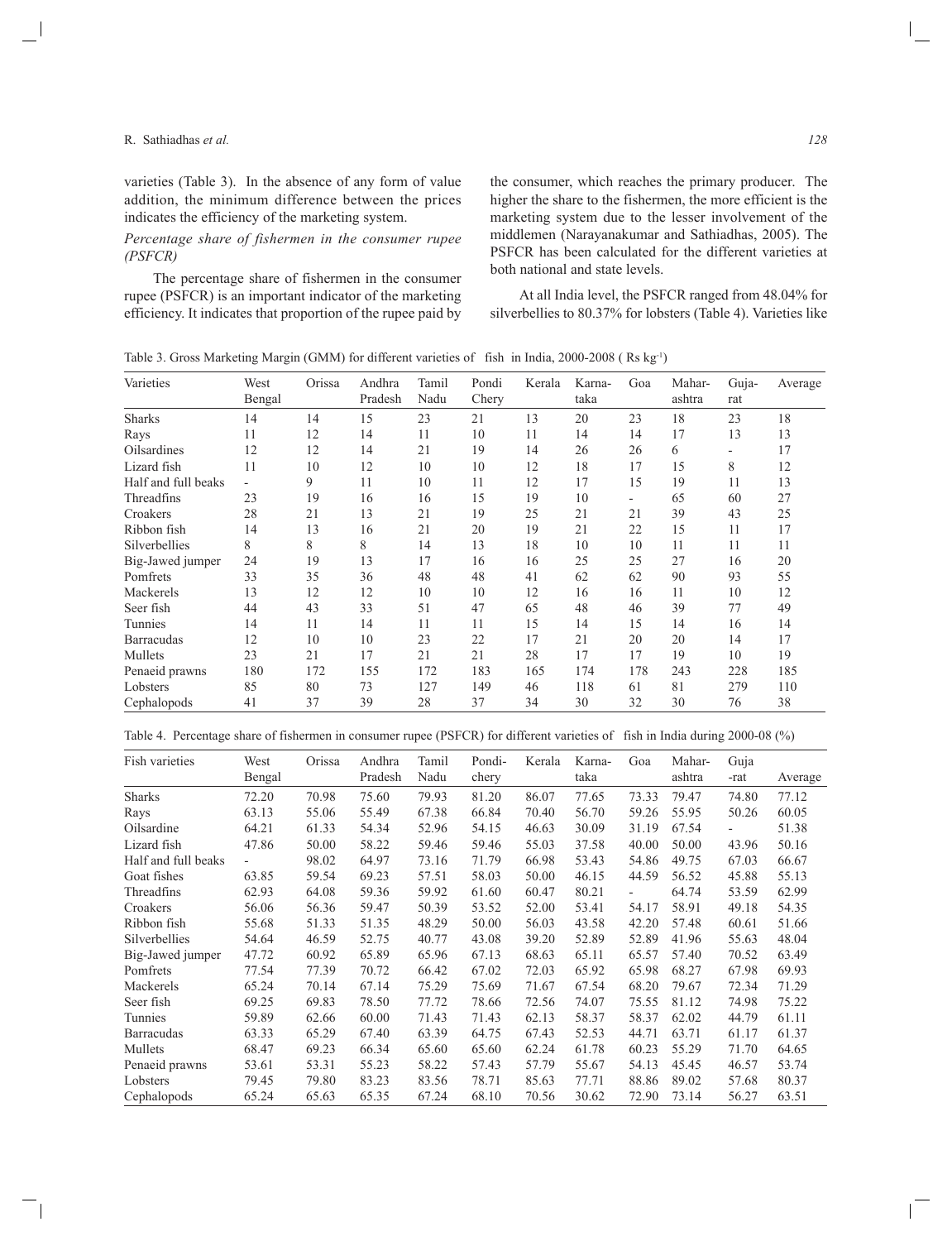varieties (Table 3). In the absence of any form of value addition, the minimum difference between the prices indicates the efficiency of the marketing system.

*Percentage share of fishermen in the consumer rupee (PSFCR)*

The percentage share of fishermen in the consumer rupee (PSFCR) is an important indicator of the marketing efficiency. It indicates that proportion of the rupee paid by the consumer, which reaches the primary producer. The higher the share to the fishermen, the more efficient is the marketing system due to the lesser involvement of the middlemen (Narayanakumar and Sathiadhas, 2005). The PSFCR has been calculated for the different varieties at both national and state levels.

At all India level, the PSFCR ranged from 48.04% for silverbellies to 80.37% for lobsters (Table 4). Varieties like

Table 3. Gross Marketing Margin (GMM) for different varieties of fish in India, 2000-2008 ( Rs kg$^{-1}$)

| Varieties | West Bengal | Orissa | Andhra Pradesh | Tamil Nadu | Pondi Chery | Kerala | Karna-taka | Goa | Mahar-ashtra | Guja-rat | Average |
|---|---|---|---|---|---|---|---|---|---|---|---|
| Sharks | 14 | 14 | 15 | 23 | 21 | 13 | 20 | 23 | 18 | 23 | 18 |
| Rays | 11 | 12 | 14 | 11 | 10 | 11 | 14 | 14 | 17 | 13 | 13 |
| Oilsardines | 12 | 12 | 14 | 21 | 19 | 14 | 26 | 26 | 6 | - | 17 |
| Lizard fish | 11 | 10 | 12 | 10 | 10 | 12 | 18 | 17 | 15 | 8 | 12 |
| Half and full beaks | - | 9 | 11 | 10 | 11 | 12 | 17 | 15 | 19 | 11 | 13 |
| Threadfins | 23 | 19 | 16 | 16 | 15 | 19 | 10 | - | 65 | 60 | 27 |
| Croakers | 28 | 21 | 13 | 21 | 19 | 25 | 21 | 21 | 39 | 43 | 25 |
| Ribbon fish | 14 | 13 | 16 | 21 | 20 | 19 | 21 | 22 | 15 | 11 | 17 |
| Silverbellies | 8 | 8 | 8 | 14 | 13 | 18 | 10 | 10 | 11 | 11 | 11 |
| Big-Jawed jumper | 24 | 19 | 13 | 17 | 16 | 16 | 25 | 25 | 27 | 16 | 20 |
| Pomfrets | 33 | 35 | 36 | 48 | 48 | 41 | 62 | 62 | 90 | 93 | 55 |
| Mackerels | 13 | 12 | 12 | 10 | 10 | 12 | 16 | 16 | 11 | 10 | 12 |
| Seer fish | 44 | 43 | 33 | 51 | 47 | 65 | 48 | 46 | 39 | 77 | 49 |
| Tunnies | 14 | 11 | 14 | 11 | 11 | 15 | 14 | 15 | 14 | 16 | 14 |
| Barracudas | 12 | 10 | 10 | 23 | 22 | 17 | 21 | 20 | 20 | 14 | 17 |
| Mullets | 23 | 21 | 17 | 21 | 21 | 28 | 17 | 17 | 19 | 10 | 19 |
| Penaeid prawns | 180 | 172 | 155 | 172 | 183 | 165 | 174 | 178 | 243 | 228 | 185 |
| Lobsters | 85 | 80 | 73 | 127 | 149 | 46 | 118 | 61 | 81 | 279 | 110 |
| Cephalopods | 41 | 37 | 39 | 28 | 37 | 34 | 30 | 32 | 30 | 76 | 38 |

Table 4. Percentage share of fishermen in consumer rupee (PSFCR) for different varieties of fish in India during 2000-08 (%)

| Fish varieties | West Bengal | Orissa | Andhra Pradesh | Tamil Nadu | Pondi-chery | Kerala | Karna-taka | Goa | Mahar-ashtra | Guja -rat | Average |
|---|---|---|---|---|---|---|---|---|---|---|---|
| Sharks | 72.20 | 70.98 | 75.60 | 79.93 | 81.20 | 86.07 | 77.65 | 73.33 | 79.47 | 74.80 | 77.12 |
| Rays | 63.13 | 55.06 | 55.49 | 67.38 | 66.84 | 70.40 | 56.70 | 59.26 | 55.95 | 50.26 | 60.05 |
| Oilsardine | 64.21 | 61.33 | 54.34 | 52.96 | 54.15 | 46.63 | 30.09 | 31.19 | 67.54 | - | 51.38 |
| Lizard fish | 47.86 | 50.00 | 58.22 | 59.46 | 59.46 | 55.03 | 37.58 | 40.00 | 50.00 | 43.96 | 50.16 |
| Half and full beaks | - | 98.02 | 64.97 | 73.16 | 71.79 | 66.98 | 53.43 | 54.86 | 49.75 | 67.03 | 66.67 |
| Goat fishes | 63.85 | 59.54 | 69.23 | 57.51 | 58.03 | 50.00 | 46.15 | 44.59 | 56.52 | 45.88 | 55.13 |
| Threadfins | 62.93 | 64.08 | 59.36 | 59.92 | 61.60 | 60.47 | 80.21 | - | 64.74 | 53.59 | 62.99 |
| Croakers | 56.06 | 56.36 | 59.47 | 50.39 | 53.52 | 52.00 | 53.41 | 54.17 | 58.91 | 49.18 | 54.35 |
| Ribbon fish | 55.68 | 51.33 | 51.35 | 48.29 | 50.00 | 56.03 | 43.58 | 42.20 | 57.48 | 60.61 | 51.66 |
| Silverbellies | 54.64 | 46.59 | 52.75 | 40.77 | 43.08 | 39.20 | 52.89 | 52.89 | 41.96 | 55.63 | 48.04 |
| Big-Jawed jumper | 47.72 | 60.92 | 65.89 | 65.96 | 67.13 | 68.63 | 65.11 | 65.57 | 57.40 | 70.52 | 63.49 |
| Pomfrets | 77.54 | 77.39 | 70.72 | 66.42 | 67.02 | 72.03 | 65.92 | 65.98 | 68.27 | 67.98 | 69.93 |
| Mackerels | 65.24 | 70.14 | 67.14 | 75.29 | 75.69 | 71.67 | 67.54 | 68.20 | 79.67 | 72.34 | 71.29 |
| Seer fish | 69.25 | 69.83 | 78.50 | 77.72 | 78.66 | 72.56 | 74.07 | 75.55 | 81.12 | 74.98 | 75.22 |
| Tunnies | 59.89 | 62.66 | 60.00 | 71.43 | 71.43 | 62.13 | 58.37 | 58.37 | 62.02 | 44.79 | 61.11 |
| Barracudas | 63.33 | 65.29 | 67.40 | 63.39 | 64.75 | 67.43 | 52.53 | 44.71 | 63.71 | 61.17 | 61.37 |
| Mullets | 68.47 | 69.23 | 66.34 | 65.60 | 65.60 | 62.24 | 61.78 | 60.23 | 55.29 | 71.70 | 64.65 |
| Penaeid prawns | 53.61 | 53.31 | 55.23 | 58.22 | 57.43 | 57.79 | 55.67 | 54.13 | 45.45 | 46.57 | 53.74 |
| Lobsters | 79.45 | 79.80 | 83.23 | 83.56 | 78.71 | 85.63 | 77.71 | 88.86 | 89.02 | 57.68 | 80.37 |
| Cephalopods | 65.24 | 65.63 | 65.35 | 67.24 | 68.10 | 70.56 | 30.62 | 72.90 | 73.14 | 56.27 | 63.51 |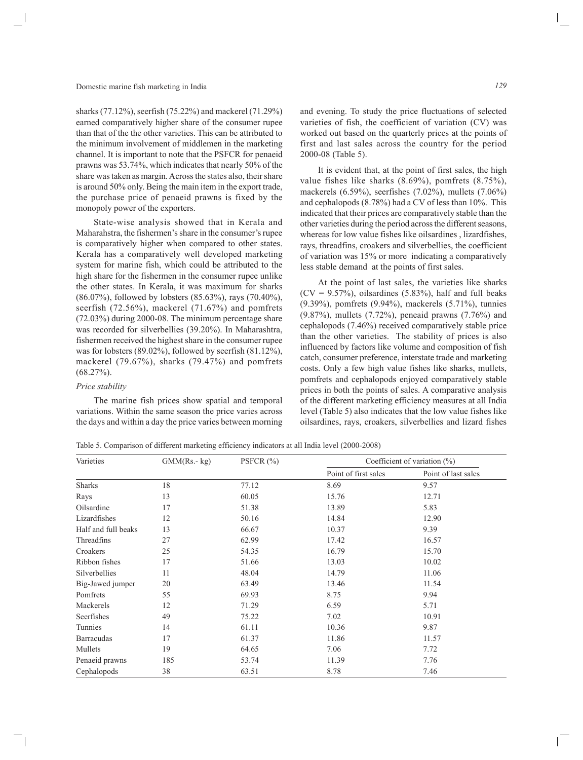sharks (77.12%), seerfish (75.22%) and mackerel (71.29%) earned comparatively higher share of the consumer rupee than that of the the other varieties. This can be attributed to the minimum involvement of middlemen in the marketing channel. It is important to note that the PSFCR for penaeid prawns was 53.74%, which indicates that nearly 50% of the share was taken as margin. Across the states also, their share is around 50% only. Being the main item in the export trade, the purchase price of penaeid prawns is fixed by the monopoly power of the exporters.

State-wise analysis showed that in Kerala and Maharahstra, the fishermen's share in the consumer's rupee is comparatively higher when compared to other states. Kerala has a comparatively well developed marketing system for marine fish, which could be attributed to the high share for the fishermen in the consumer rupee unlike the other states. In Kerala, it was maximum for sharks (86.07%), followed by lobsters (85.63%), rays (70.40%), seerfish (72.56%), mackerel (71.67%) and pomfrets (72.03%) during 2000-08. The minimum percentage share was recorded for silverbellies (39.20%). In Maharashtra, fishermen received the highest share in the consumer rupee was for lobsters (89.02%), followed by seerfish (81.12%), mackerel (79.67%), sharks (79.47%) and pomfrets (68.27%).

*Price stability*

The marine fish prices show spatial and temporal variations. Within the same season the price varies across the days and within a day the price varies between morning and evening. To study the price fluctuations of selected varieties of fish, the coefficient of variation (CV) was worked out based on the quarterly prices at the points of first and last sales across the country for the period 2000-08 (Table 5).

It is evident that, at the point of first sales, the high value fishes like sharks (8.69%), pomfrets (8.75%), mackerels (6.59%), seerfishes (7.02%), mullets (7.06%) and cephalopods (8.78%) had a CV of less than 10%. This indicated that their prices are comparatively stable than the other varieties during the period across the different seasons, whereas for low value fishes like oilsardines , lizardfishes, rays, threadfins, croakers and silverbellies, the coefficient of variation was 15% or more indicating a comparatively less stable demand at the points of first sales.

At the point of last sales, the varieties like sharks (CV = 9.57%), oilsardines (5.83%), half and full beaks (9.39%), pomfrets (9.94%), mackerels (5.71%), tunnies (9.87%), mullets (7.72%), peneaid prawns (7.76%) and cephalopods (7.46%) received comparatively stable price than the other varieties. The stability of prices is also influenced by factors like volume and composition of fish catch, consumer preference, interstate trade and marketing costs. Only a few high value fishes like sharks, mullets, pomfrets and cephalopods enjoyed comparatively stable prices in both the points of sales. A comparative analysis of the different marketing efficiency measures at all India level (Table 5) also indicates that the low value fishes like oilsardines, rays, croakers, silverbellies and lizard fishes

Table 5. Comparison of different marketing efficiency indicators at all India level (2000-2008)

| Varieties | GMM(Rs.- kg) | PSFCR (%) | Coefficient of variation (%) | |
|---|---|---|---|---|
| | | | Point of first sales | Point of last sales |
| Sharks | 18 | 77.12 | 8.69 | 9.57 |
| Rays | 13 | 60.05 | 15.76 | 12.71 |
| Oilsardine | 17 | 51.38 | 13.89 | 5.83 |
| Lizardfishes | 12 | 50.16 | 14.84 | 12.90 |
| Half and full beaks | 13 | 66.67 | 10.37 | 9.39 |
| Threadfins | 27 | 62.99 | 17.42 | 16.57 |
| Croakers | 25 | 54.35 | 16.79 | 15.70 |
| Ribbon fishes | 17 | 51.66 | 13.03 | 10.02 |
| Silverbellies | 11 | 48.04 | 14.79 | 11.06 |
| Big-Jawed jumper | 20 | 63.49 | 13.46 | 11.54 |
| Pomfrets | 55 | 69.93 | 8.75 | 9.94 |
| Mackerels | 12 | 71.29 | 6.59 | 5.71 |
| Seerfishes | 49 | 75.22 | 7.02 | 10.91 |
| Tunnies | 14 | 61.11 | 10.36 | 9.87 |
| Barracudas | 17 | 61.37 | 11.86 | 11.57 |
| Mullets | 19 | 64.65 | 7.06 | 7.72 |
| Penaeid prawns | 185 | 53.74 | 11.39 | 7.76 |
| Cephalopods | 38 | 63.51 | 8.78 | 7.46 |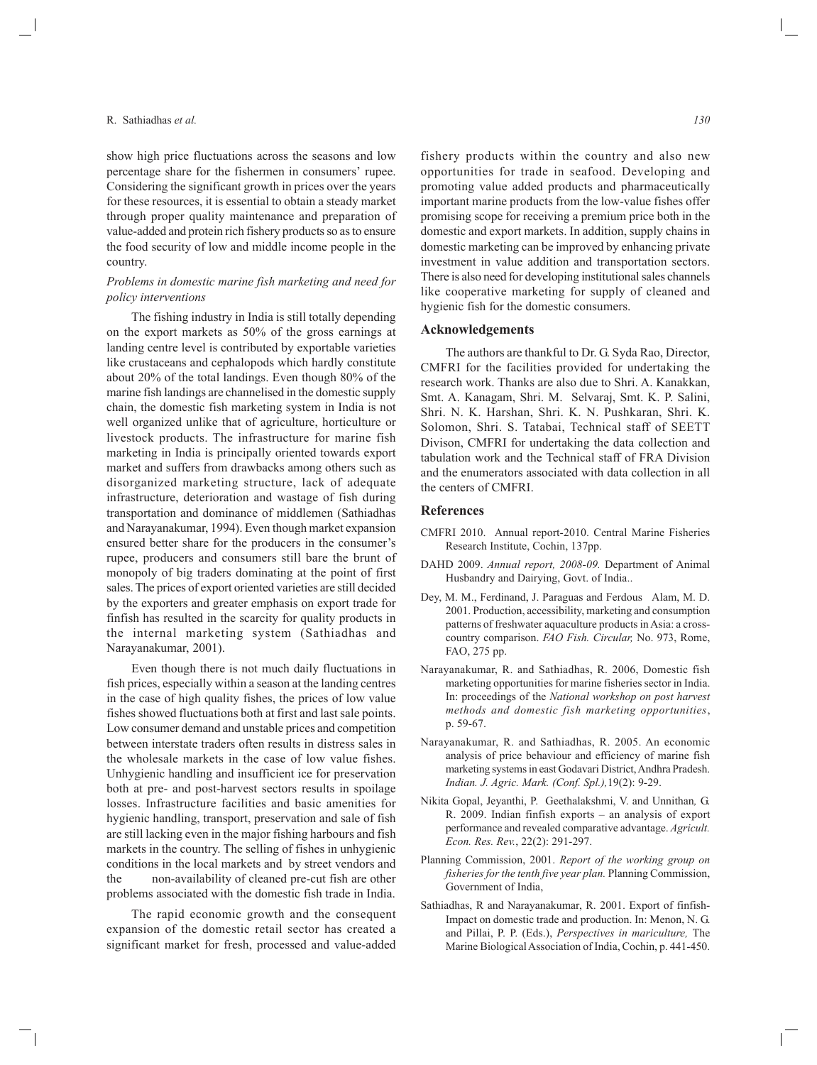show high price fluctuations across the seasons and low percentage share for the fishermen in consumers' rupee. Considering the significant growth in prices over the years for these resources, it is essential to obtain a steady market through proper quality maintenance and preparation of value-added and protein rich fishery products so as to ensure the food security of low and middle income people in the country.

*Problems in domestic marine fish marketing and need for policy interventions*

The fishing industry in India is still totally depending on the export markets as 50% of the gross earnings at landing centre level is contributed by exportable varieties like crustaceans and cephalopods which hardly constitute about 20% of the total landings. Even though 80% of the marine fish landings are channelised in the domestic supply chain, the domestic fish marketing system in India is not well organized unlike that of agriculture, horticulture or livestock products. The infrastructure for marine fish marketing in India is principally oriented towards export market and suffers from drawbacks among others such as disorganized marketing structure, lack of adequate infrastructure, deterioration and wastage of fish during transportation and dominance of middlemen (Sathiadhas and Narayanakumar, 1994). Even though market expansion ensured better share for the producers in the consumer's rupee, producers and consumers still bare the brunt of monopoly of big traders dominating at the point of first sales. The prices of export oriented varieties are still decided by the exporters and greater emphasis on export trade for finfish has resulted in the scarcity for quality products in the internal marketing system (Sathiadhas and Narayanakumar, 2001).

Even though there is not much daily fluctuations in fish prices, especially within a season at the landing centres in the case of high quality fishes, the prices of low value fishes showed fluctuations both at first and last sale points. Low consumer demand and unstable prices and competition between interstate traders often results in distress sales in the wholesale markets in the case of low value fishes. Unhygienic handling and insufficient ice for preservation both at pre- and post-harvest sectors results in spoilage losses. Infrastructure facilities and basic amenities for hygienic handling, transport, preservation and sale of fish are still lacking even in the major fishing harbours and fish markets in the country. The selling of fishes in unhygienic conditions in the local markets and by street vendors and the non-availability of cleaned pre-cut fish are other problems associated with the domestic fish trade in India.

The rapid economic growth and the consequent expansion of the domestic retail sector has created a significant market for fresh, processed and value-added fishery products within the country and also new opportunities for trade in seafood. Developing and promoting value added products and pharmaceutically important marine products from the low-value fishes offer promising scope for receiving a premium price both in the domestic and export markets. In addition, supply chains in domestic marketing can be improved by enhancing private investment in value addition and transportation sectors. There is also need for developing institutional sales channels like cooperative marketing for supply of cleaned and hygienic fish for the domestic consumers.

## Acknowledgements

The authors are thankful to Dr. G. Syda Rao, Director, CMFRI for the facilities provided for undertaking the research work. Thanks are also due to Shri. A. Kanakkan, Smt. A. Kanagam, Shri. M. Selvaraj, Smt. K. P. Salini, Shri. N. K. Harshan, Shri. K. N. Pushkaran, Shri. K. Solomon, Shri. S. Tatabai, Technical staff of SEETT Divison, CMFRI for undertaking the data collection and tabulation work and the Technical staff of FRA Division and the enumerators associated with data collection in all the centers of CMFRI.

## References

CMFRI 2010. Annual report-2010. Central Marine Fisheries Research Institute, Cochin, 137pp.

DAHD 2009. *Annual report, 2008-09.* Department of Animal Husbandry and Dairying, Govt. of India..

Dey, M. M., Ferdinand, J. Paraguas and Ferdous Alam, M. D. 2001. Production, accessibility, marketing and consumption patterns of freshwater aquaculture products in Asia: a cross-country comparison. *FAO Fish. Circular,* No. 973, Rome, FAO, 275 pp.

Narayanakumar, R. and Sathiadhas, R. 2006, Domestic fish marketing opportunities for marine fisheries sector in India. In: proceedings of the *National workshop on post harvest methods and domestic fish marketing opportunities*, p. 59-67.

Narayanakumar, R. and Sathiadhas, R. 2005. An economic analysis of price behaviour and efficiency of marine fish marketing systems in east Godavari District, Andhra Pradesh. *Indian. J. Agric. Mark. (Conf. Spl.),*19(2): 9-29.

Nikita Gopal, Jeyanthi, P. Geethalakshmi, V. and Unnithan*,* G. R. 2009. Indian finfish exports – an analysis of export performance and revealed comparative advantage. *Agricult. Econ. Res. Rev.*, 22(2): 291-297.

Planning Commission, 2001. *Report of the working group on fisheries for the tenth five year plan.* Planning Commission, Government of India,

Sathiadhas, R and Narayanakumar, R. 2001. Export of finfish-Impact on domestic trade and production. In: Menon, N. G. and Pillai, P. P. (Eds.), *Perspectives in mariculture,* The Marine Biological Association of India, Cochin, p. 441-450.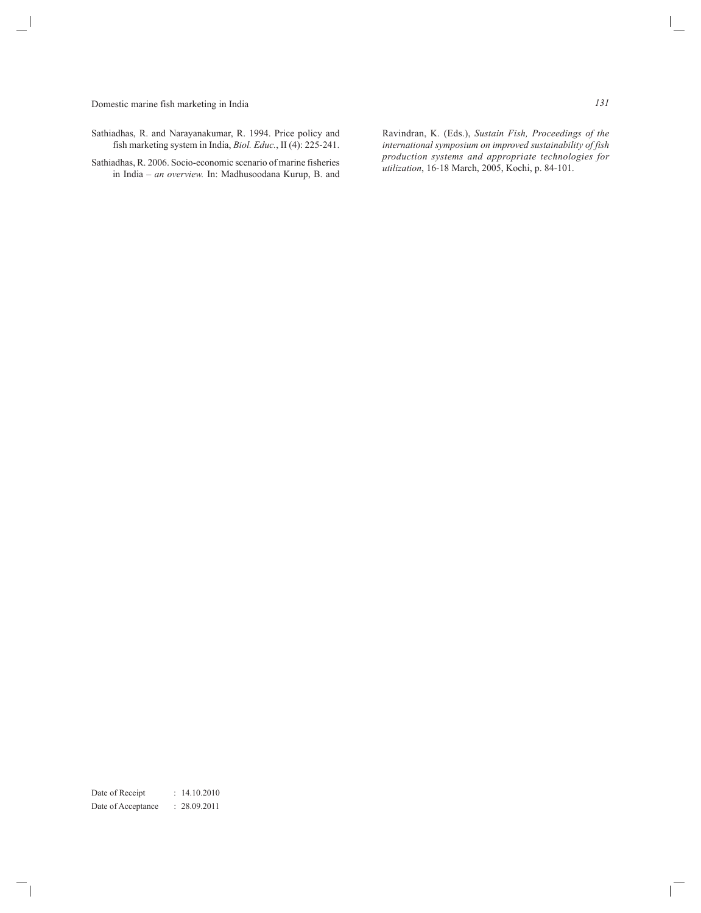Sathiadhas, R. and Narayanakumar, R. 1994. Price policy and fish marketing system in India, *Biol. Educ.*, II (4): 225-241.

Sathiadhas, R. 2006. Socio-economic scenario of marine fisheries in India – *an overview.* In: Madhusoodana Kurup, B. and Ravindran, K. (Eds.), *Sustain Fish, Proceedings of the international symposium on improved sustainability of fish production systems and appropriate technologies for utilization*, 16-18 March, 2005, Kochi, p. 84-101.

Date of Receipt : 14.10.2010
Date of Acceptance : 28.09.2011